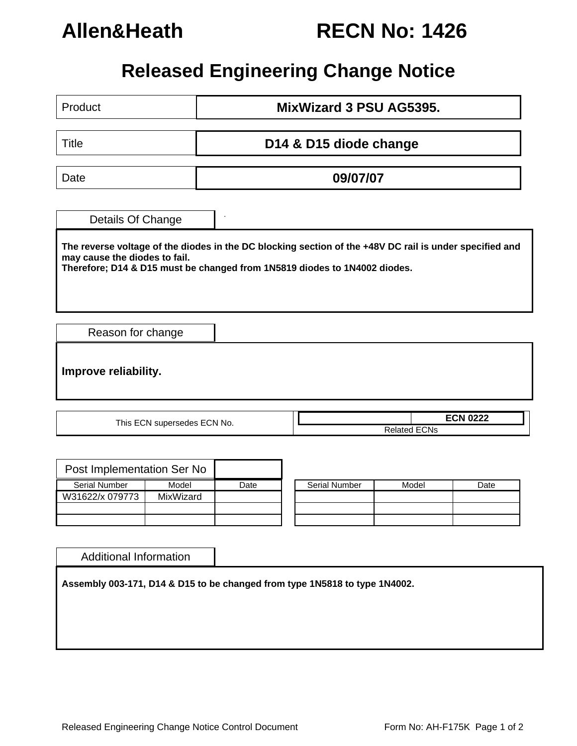# Allen&Heath RECN No: 1426

## Released Engineering Change Notice

| | |
|---|---|
| Product | **MixWizard 3 PSU AG5395.** |
| Title | **D14 & D15 diode change** |
| Date | **09/07/07** |

### Details Of Change

**The reverse voltage of the diodes in the DC blocking section of the +48V DC rail is under specified and may cause the diodes to fail.**
**Therefore; D14 & D15 must be changed from 1N5819 diodes to 1N4002 diodes.**

### Reason for change

**Improve reliability.**

| This ECN supersedes ECN No. | | **ECN 0222** |
|---|---|---|
| | Related ECNs | |

### Post Implementation Ser No

| Serial Number | Model | Date | | Serial Number | Model | Date |
|---|---|---|---|---|---|---|
| W31622/x 079773 | MixWizard | | | | | |
| | | | | | | |
| | | | | | | |

### Additional Information

**Assembly 003-171, D14 & D15 to be changed from type 1N5818 to type 1N4002.**

Released Engineering Change Notice Control Document Form No: AH-F175K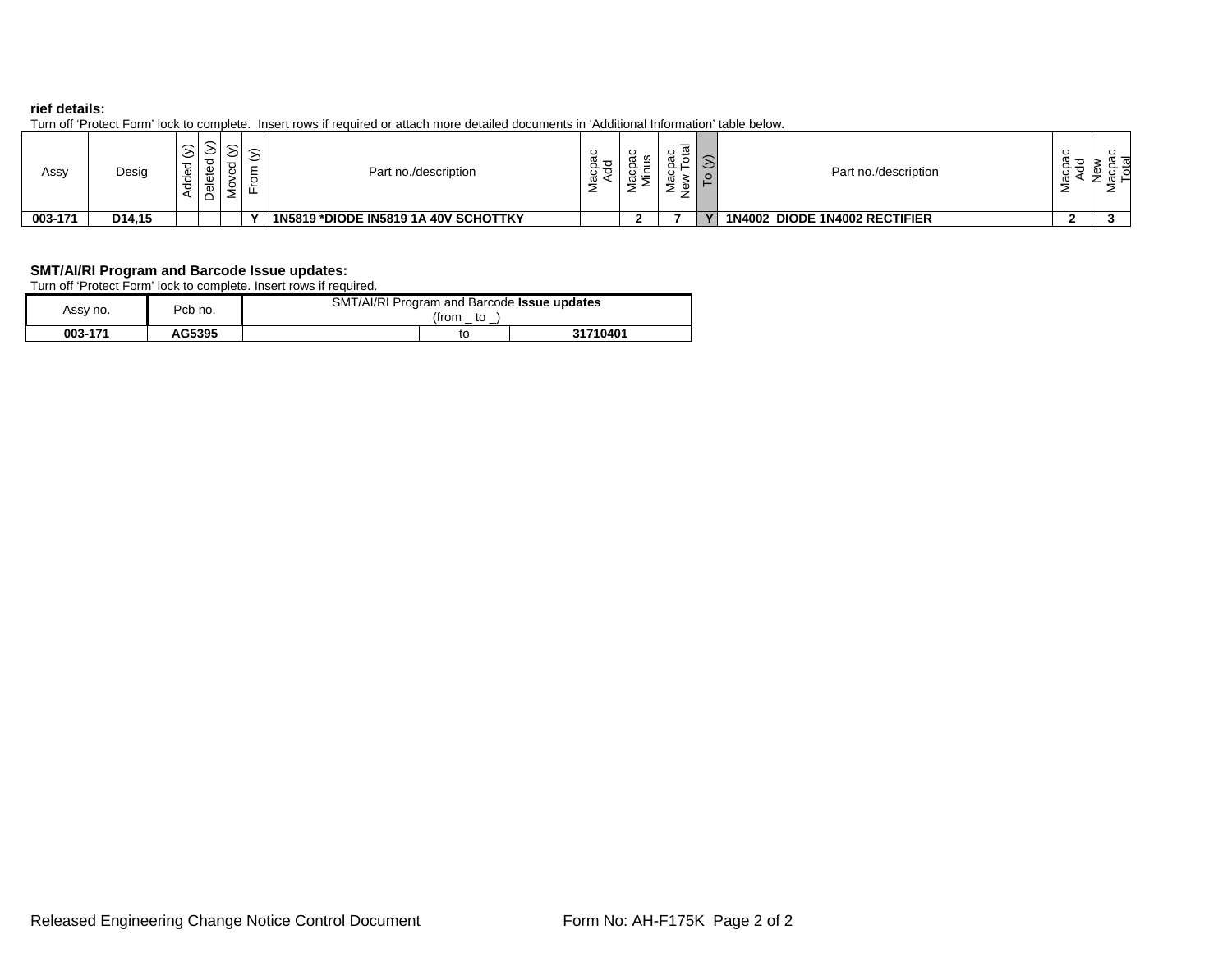**rief details:**

Turn off 'Protect Form' lock to complete. Insert rows if required or attach more detailed documents in 'Additional Information' table below**.**

| Assy | Desig | Added (y) | Deleted (y) | Moved (y) | From (y) | Part no./description | Macpac Add | Macpac Minus | Macpac New Total | To (y) | Part no./description | Macpac Add | New Macpac Total |
|---|---|---|---|---|---|---|---|---|---|---|---|---|---|
| **003-171** | **D14,15** | | | | **Y** | **1N5819 *DIODE IN5819 1A 40V SCHOTTKY** | | **2** | **7** | **Y** | **1N4002 DIODE 1N4002 RECTIFIER** | **2** | **3** |

**SMT/AI/RI Program and Barcode Issue updates:**

Turn off 'Protect Form' lock to complete. Insert rows if required.

| Assy no. | Pcb no. | SMT/AI/RI Program and Barcode **Issue updates** (from _ to _) | | |
|---|---|---|---|---|
| **003-171** | **AG5395** | | to | **31710401** |

Released Engineering Change Notice Control Document Form No: AH-F175K